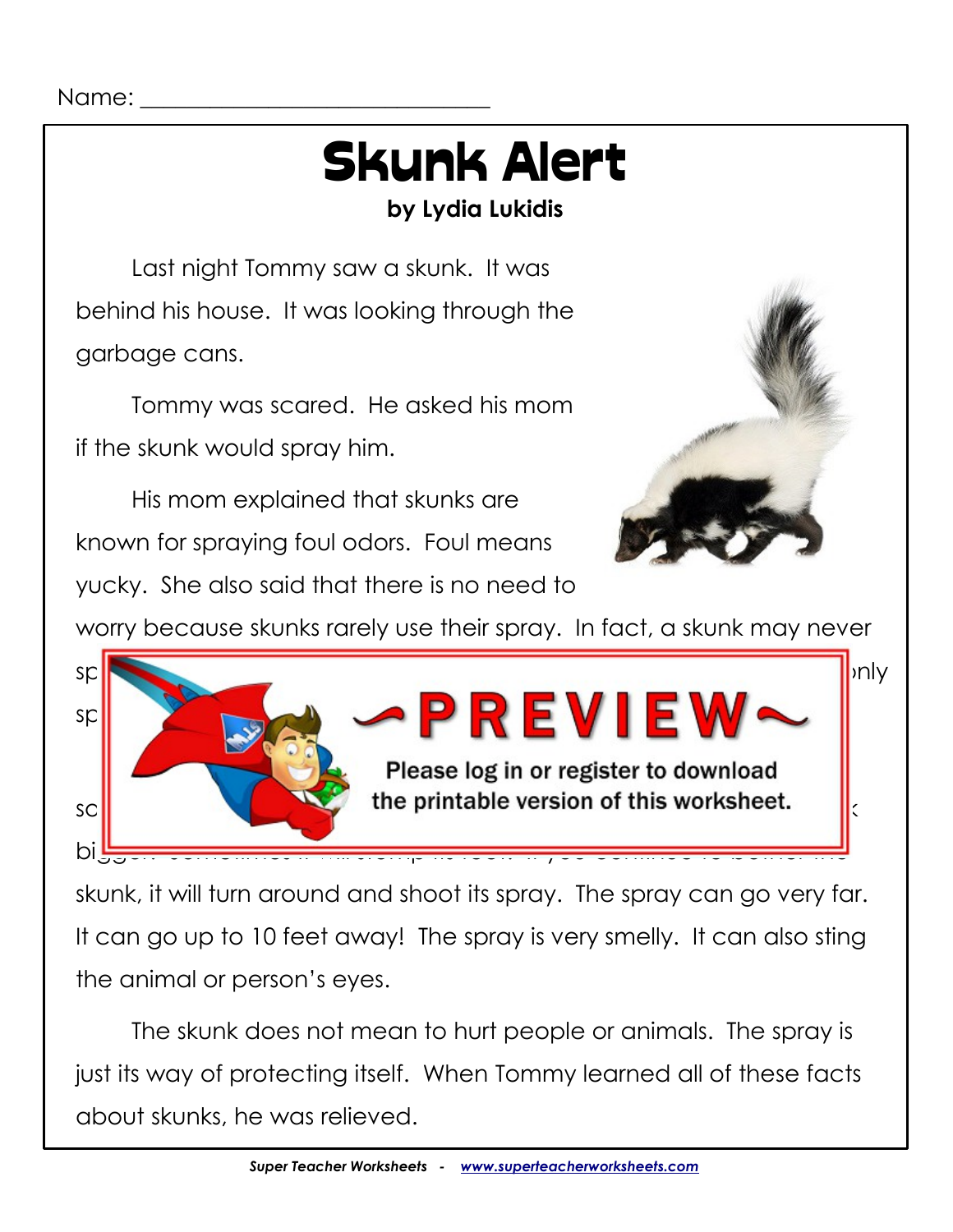Name: ______________________________

# Skunk Alert

**by Lydia Lukidis**

Last night Tommy saw a skunk. It was behind his house. It was looking through the garbage cans.

Tommy was scared. He asked his mom if the skunk would spray him.

His mom explained that skunks are known for spraying foul odors. Foul means yucky. She also said that there is no need to worry because skunks rarely use their spray. In fact, a skunk may never

sp ... nly

sp

sc ... k

bi

skunk, it will turn around and shoot its spray. The spray can go very far. It can go up to 10 feet away! The spray is very smelly. It can also sting the animal or person's eyes.

The skunk does not mean to hurt people or animals. The spray is just its way of protecting itself. When Tommy learned all of these facts about skunks, he was relieved.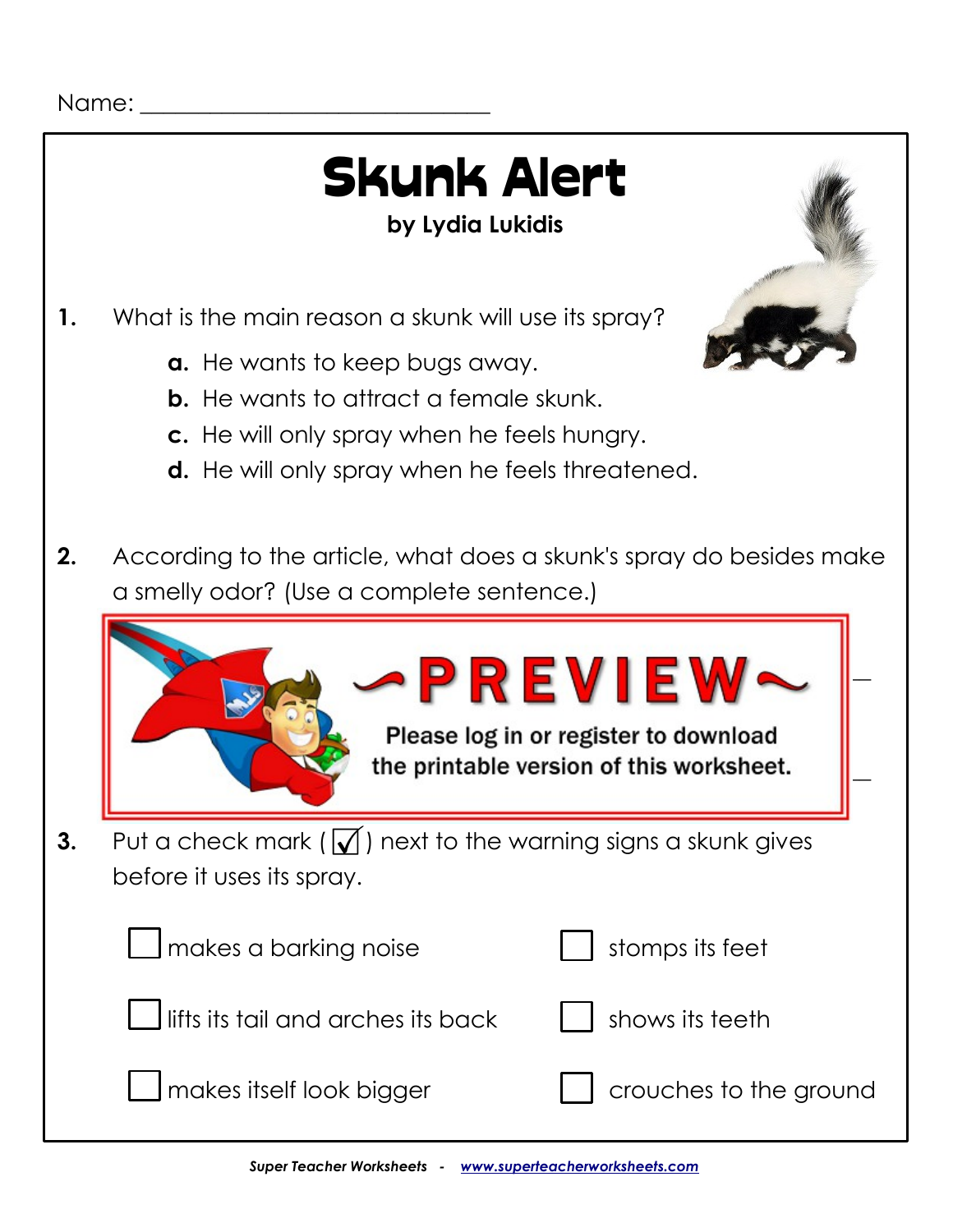Name: ______________________________

# Skunk Alert

**by Lydia Lukidis**

**1.** What is the main reason a skunk will use its spray?

- **a.** He wants to keep bugs away.
- **b.** He wants to attract a female skunk.
- **c.** He will only spray when he feels hungry.
- **d.** He will only spray when he feels threatened.

**2.** According to the article, what does a skunk's spray do besides make a smelly odor? (Use a complete sentence.)

~PREVIEW~

Please log in or register to download the printable version of this worksheet.

**3.** Put a check mark (☑) next to the warning signs a skunk gives before it uses its spray.

- ☐ makes a barking noise
- ☐ stomps its feet
- ☐ lifts its tail and arches its back
- ☐ shows its teeth
- ☐ makes itself look bigger
- ☐ crouches to the ground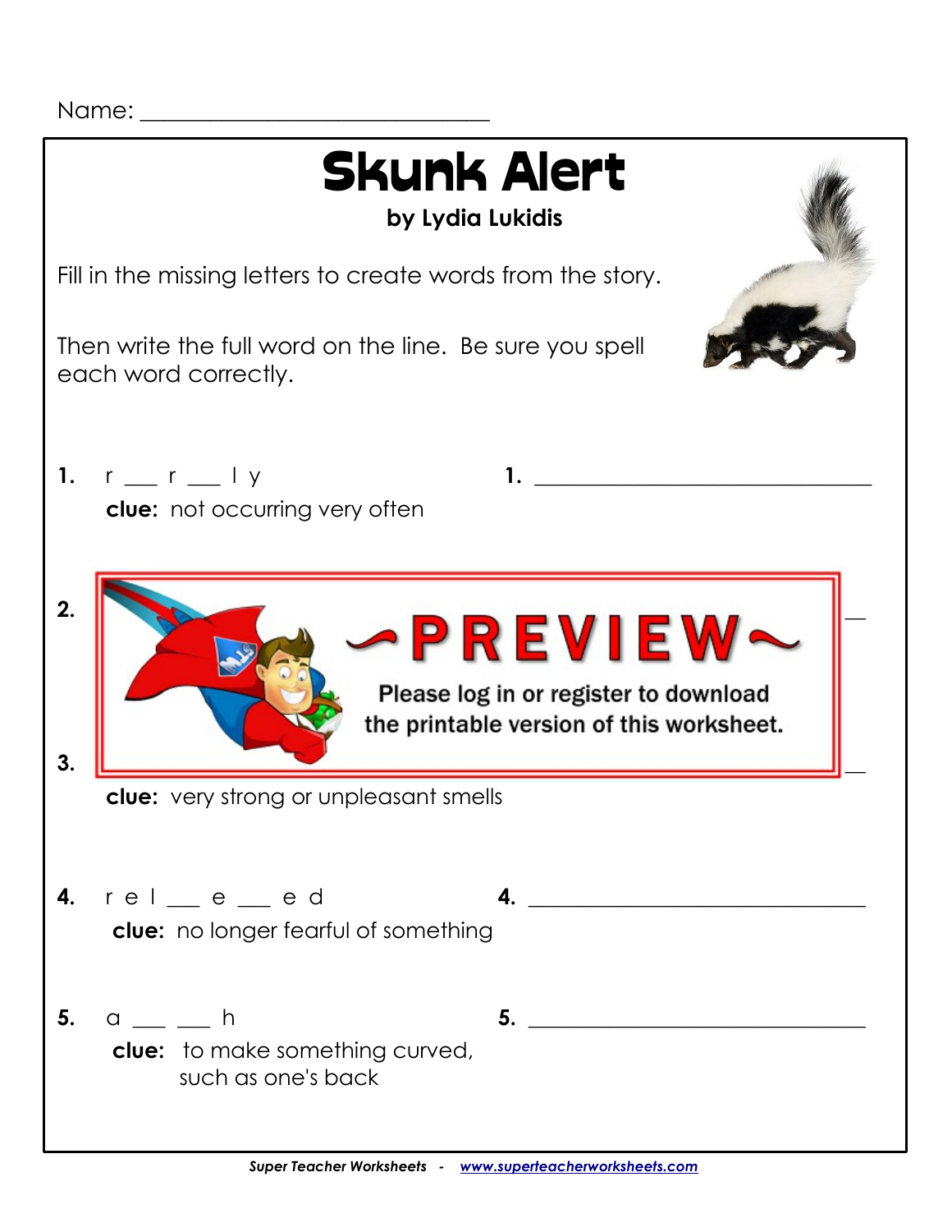Name: ______________________________

# Skunk Alert

**by Lydia Lukidis**

Fill in the missing letters to create words from the story.

Then write the full word on the line. Be sure you spell each word correctly.

**1.** r ___ r ___ l y **1.** ______________________________

**clue:** not occurring very often

**2.**

~PREVIEW~

Please log in or register to download the printable version of this worksheet.

**3.**

**clue:** very strong or unpleasant smells

**4.** r e l ___ e ___ e d **4.** ______________________________

**clue:** no longer fearful of something

**5.** a ___ ___ h **5.** ______________________________

**clue:** to make something curved, such as one's back

*Super Teacher Worksheets - www.superteacherworksheets.com*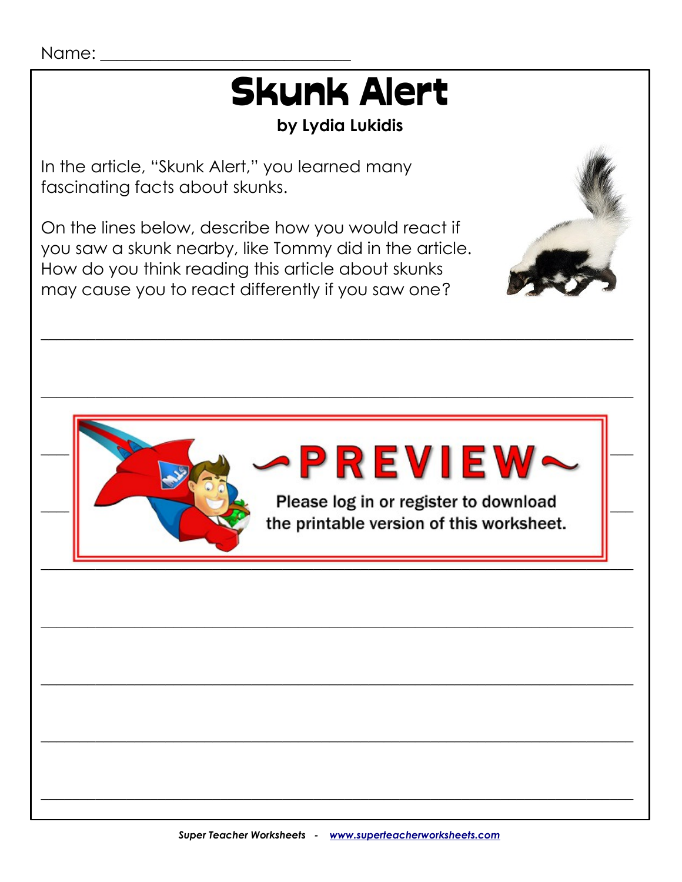Name: ______________________________

# Skunk Alert

**by Lydia Lukidis**

In the article, "Skunk Alert," you learned many fascinating facts about skunks.

On the lines below, describe how you would react if you saw a skunk nearby, like Tommy did in the article. How do you think reading this article about skunks may cause you to react differently if you saw one?

_______________________________________________________________________________

_______________________________________________________________________________

~PREVIEW~

Please log in or register to download the printable version of this worksheet.

_______________________________________________________________________________

_______________________________________________________________________________

_______________________________________________________________________________

_______________________________________________________________________________

_______________________________________________________________________________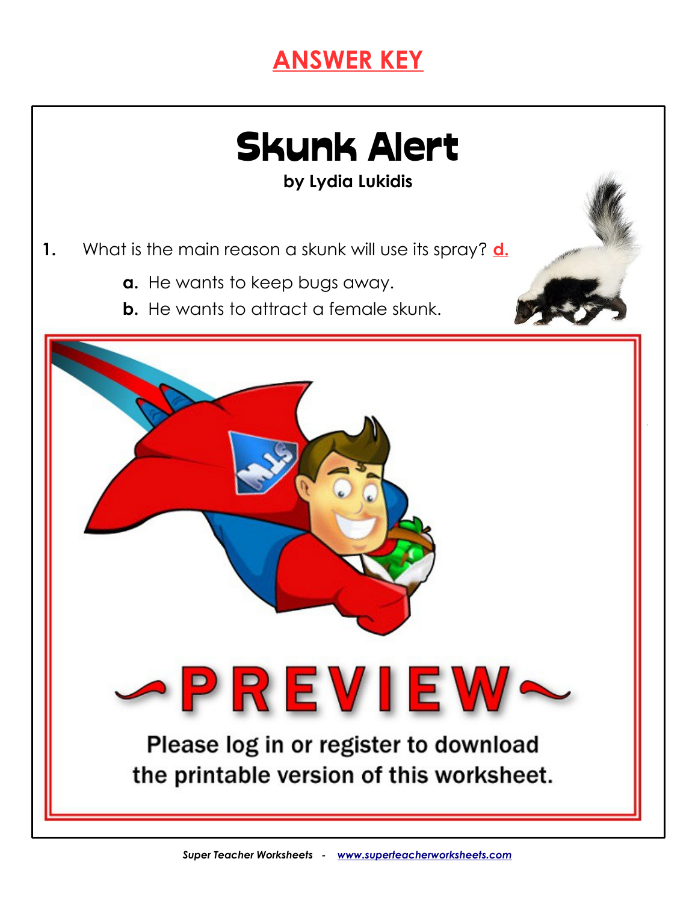# ANSWER KEY

# Skunk Alert

**by Lydia Lukidis**

1. What is the main reason a skunk will use its spray? **d.**

   **a.** He wants to keep bugs away.

   **b.** He wants to attract a female skunk.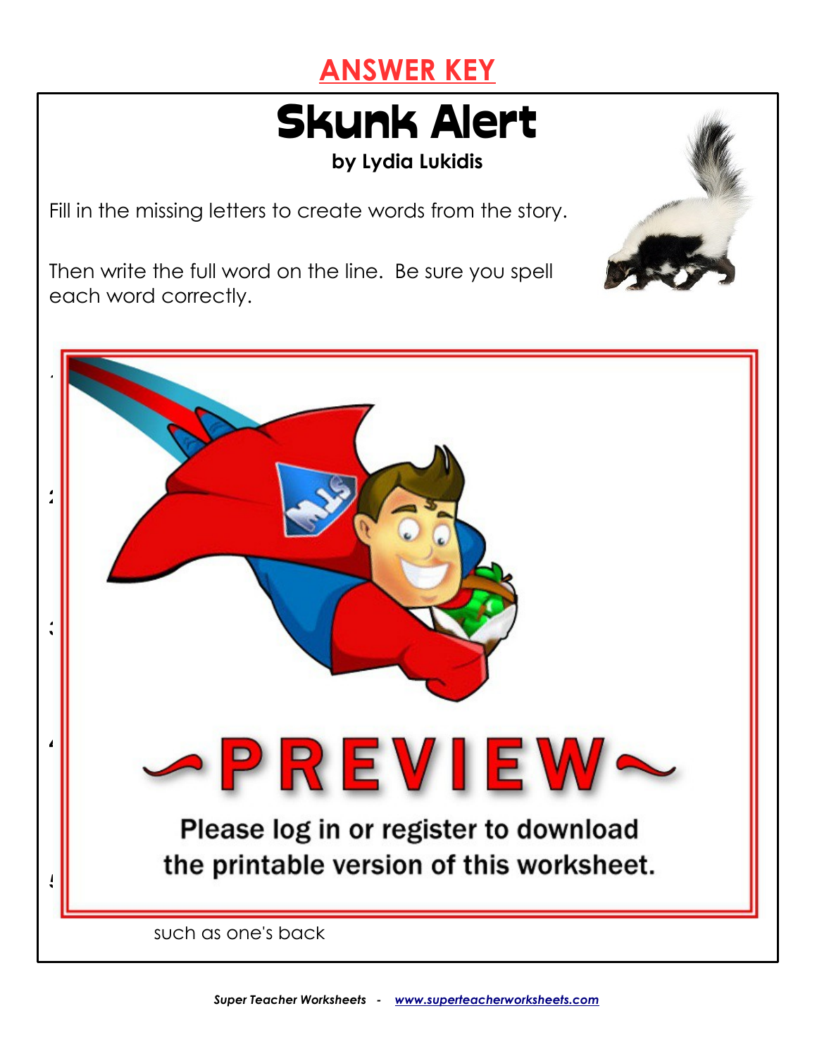ANSWER KEY

# Skunk Alert

**by Lydia Lukidis**

Fill in the missing letters to create words from the story.

Then write the full word on the line. Be sure you spell each word correctly.

~PREVIEW~

Please log in or register to download the printable version of this worksheet.

such as one's back